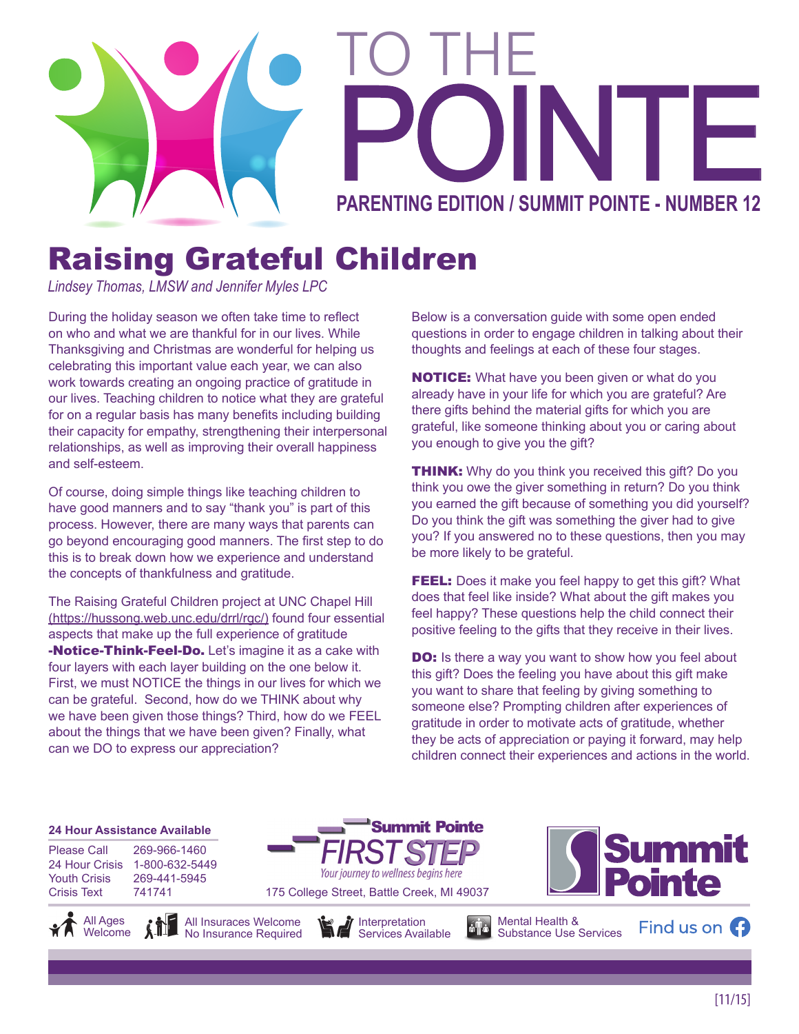# TO THE POINTE

**PARENTING EDITION / SUMMIT POINTE - NUMBER 12**

# Raising Grateful Children

*Lindsey Thomas, LMSW and Jennifer Myles LPC*

During the holiday season we often take time to reflect on who and what we are thankful for in our lives. While Thanksgiving and Christmas are wonderful for helping us celebrating this important value each year, we can also work towards creating an ongoing practice of gratitude in our lives. Teaching children to notice what they are grateful for on a regular basis has many benefits including building their capacity for empathy, strengthening their interpersonal relationships, as well as improving their overall happiness and self-esteem.

Of course, doing simple things like teaching children to have good manners and to say "thank you" is part of this process. However, there are many ways that parents can go beyond encouraging good manners. The first step to do this is to break down how we experience and understand the concepts of thankfulness and gratitude.

The Raising Grateful Children project at UNC Chapel Hill (https://hussong.web.unc.edu/drrl/rgc/) found four essential aspects that make up the full experience of gratitude **-Notice-Think-Feel-Do.** Let's imagine it as a cake with four layers with each layer building on the one below it. First, we must NOTICE the things in our lives for which we can be grateful. Second, how do we THINK about why we have been given those things? Third, how do we FEEL about the things that we have been given? Finally, what can we DO to express our appreciation?

Below is a conversation guide with some open ended questions in order to engage children in talking about their thoughts and feelings at each of these four stages.

**NOTICE:** What have you been given or what do you already have in your life for which you are grateful? Are there gifts behind the material gifts for which you are grateful, like someone thinking about you or caring about you enough to give you the gift?

**THINK:** Why do you think you received this gift? Do you think you owe the giver something in return? Do you think you earned the gift because of something you did yourself? Do you think the gift was something the giver had to give you? If you answered no to these questions, then you may be more likely to be grateful.

**FEEL:** Does it make you feel happy to get this gift? What does that feel like inside? What about the gift makes you feel happy? These questions help the child connect their positive feeling to the gifts that they receive in their lives.

**DO:** Is there a way you want to show how you feel about this gift? Does the feeling you have about this gift make you want to share that feeling by giving something to someone else? Prompting children after experiences of gratitude in order to motivate acts of gratitude, whether they be acts of appreciation or paying it forward, may help children connect their experiences and actions in the world.

**24 Hour Assistance Available**

| | |
|---|---|
| Please Call | 269-966-1460 |
| 24 Hour Crisis | 1-800-632-5449 |
| Youth Crisis | 269-441-5945 |
| Crisis Text | 741741 |

**Summit Pointe FIRST STEP**
*Your journey to wellness begins here*
175 College Street, Battle Creek, MI 49037

**Summit Pointe**

All Ages Welcome · All Insurances Welcome No Insurance Required · Interpretation Services Available · Mental Health & Substance Use Services · Find us on Facebook

[11/15]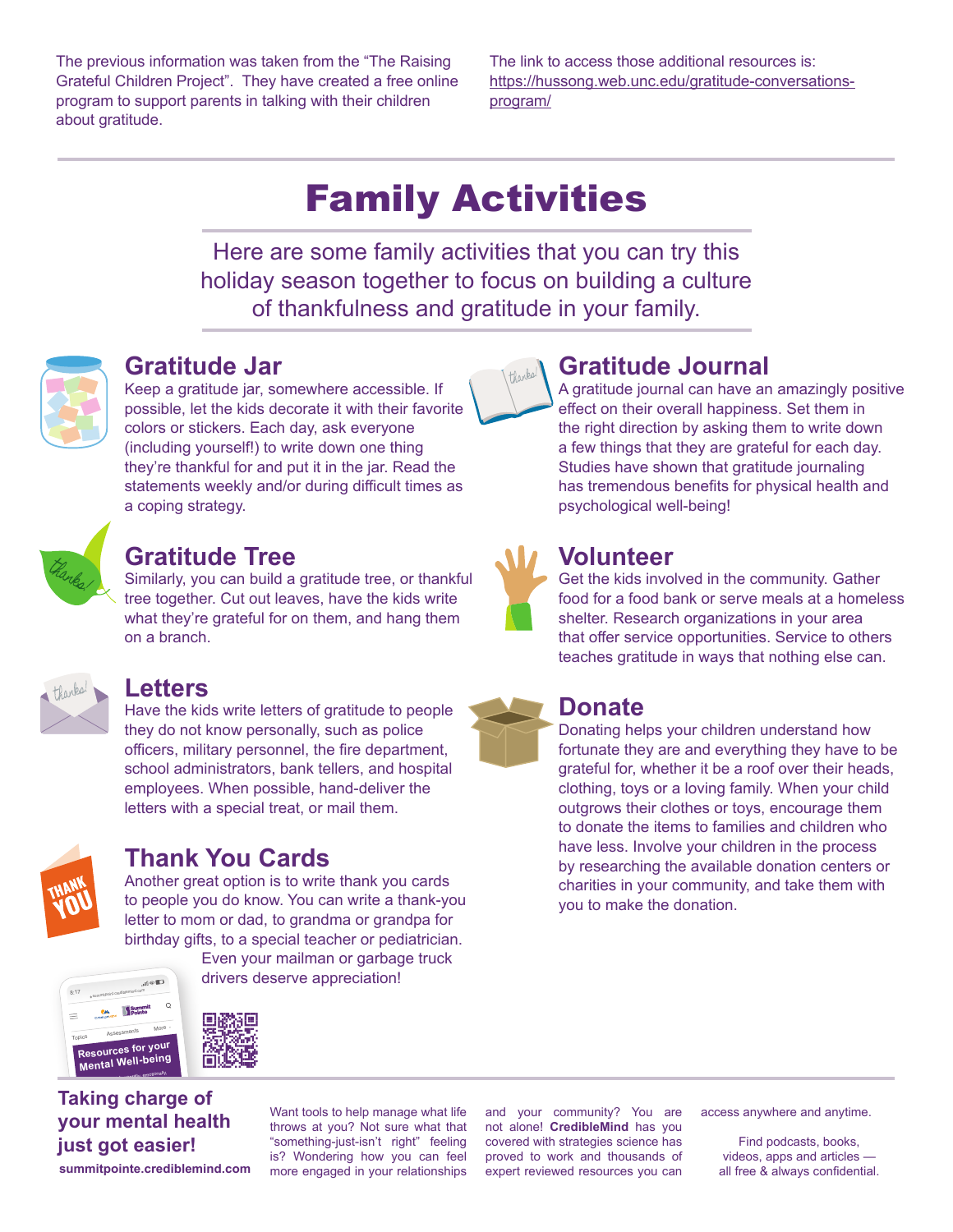The previous information was taken from the "The Raising Grateful Children Project". They have created a free online program to support parents in talking with their children about gratitude.

The link to access those additional resources is: https://hussong.web.unc.edu/gratitude-conversations-program/

# Family Activities

Here are some family activities that you can try this holiday season together to focus on building a culture of thankfulness and gratitude in your family.

## Gratitude Jar

Keep a gratitude jar, somewhere accessible. If possible, let the kids decorate it with their favorite colors or stickers. Each day, ask everyone (including yourself!) to write down one thing they're thankful for and put it in the jar. Read the statements weekly and/or during difficult times as a coping strategy.

## Gratitude Tree

Similarly, you can build a gratitude tree, or thankful tree together. Cut out leaves, have the kids write what they're grateful for on them, and hang them on a branch.

## Letters

Have the kids write letters of gratitude to people they do not know personally, such as police officers, military personnel, the fire department, school administrators, bank tellers, and hospital employees. When possible, hand-deliver the letters with a special treat, or mail them.

## Thank You Cards

Another great option is to write thank you cards to people you do know. You can write a thank-you letter to mom or dad, to grandma or grandpa for birthday gifts, to a special teacher or pediatrician. Even your mailman or garbage truck drivers deserve appreciation!

## Gratitude Journal

A gratitude journal can have an amazingly positive effect on their overall happiness. Set them in the right direction by asking them to write down a few things that they are grateful for each day. Studies have shown that gratitude journaling has tremendous benefits for physical health and psychological well-being!

## Volunteer

Get the kids involved in the community. Gather food for a food bank or serve meals at a homeless shelter. Research organizations in your area that offer service opportunities. Service to others teaches gratitude in ways that nothing else can.

## Donate

Donating helps your children understand how fortunate they are and everything they have to be grateful for, whether it be a roof over their heads, clothing, toys or a loving family. When your child outgrows their clothes or toys, encourage them to donate the items to families and children who have less. Involve your children in the process by researching the available donation centers or charities in your community, and take them with you to make the donation.

**Taking charge of your mental health just got easier!**

**summitpointe.crediblemind.com**

Want tools to help manage what life throws at you? Not sure what that "something-just-isn't right" feeling is? Wondering how you can feel more engaged in your relationships and your community? You are not alone! **CredibleMind** has you covered with strategies science has proved to work and thousands of expert reviewed resources you can access anywhere and anytime.

Find podcasts, books, videos, apps and articles — all free & always confidential.